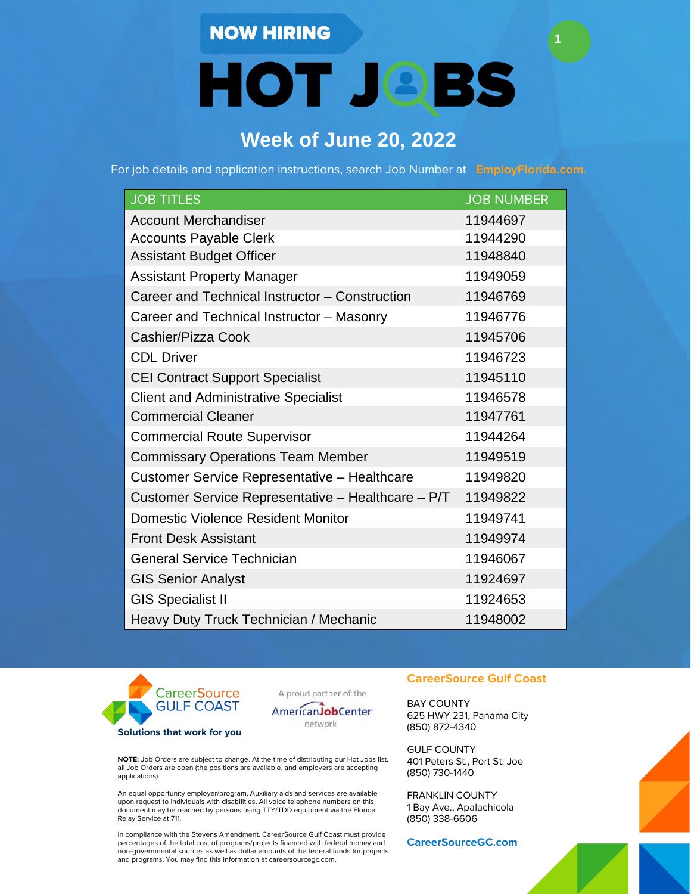NOW HIRING

# HOT JOBS

## Week of June 20, 2022

For job details and application instructions, search Job Number at EmployFlorida.com.

| JOB TITLES | JOB NUMBER |
|---|---|
| Account Merchandiser | 11944697 |
| Accounts Payable Clerk | 11944290 |
| Assistant Budget Officer | 11948840 |
| Assistant Property Manager | 11949059 |
| Career and Technical Instructor – Construction | 11946769 |
| Career and Technical Instructor – Masonry | 11946776 |
| Cashier/Pizza Cook | 11945706 |
| CDL Driver | 11946723 |
| CEI Contract Support Specialist | 11945110 |
| Client and Administrative Specialist | 11946578 |
| Commercial Cleaner | 11947761 |
| Commercial Route Supervisor | 11944264 |
| Commissary Operations Team Member | 11949519 |
| Customer Service Representative – Healthcare | 11949820 |
| Customer Service Representative – Healthcare – P/T | 11949822 |
| Domestic Violence Resident Monitor | 11949741 |
| Front Desk Assistant | 11949974 |
| General Service Technician | 11946067 |
| GIS Senior Analyst | 11924697 |
| GIS Specialist II | 11924653 |
| Heavy Duty Truck Technician / Mechanic | 11948002 |

CareerSource GULF COAST

**Solutions that work for you**

A proud partner of the AmericanJobCenter network

**NOTE:** Job Orders are subject to change. At the time of distributing our Hot Jobs list, all Job Orders are open (the positions are available, and employers are accepting applications).

An equal opportunity employer/program. Auxiliary aids and services are available upon request to individuals with disabilities. All voice telephone numbers on this document may be reached by persons using TTY/TDD equipment via the Florida Relay Service at 711.

In compliance with the Stevens Amendment. CareerSource Gulf Coast must provide percentages of the total cost of programs/projects financed with federal money and non-governmental sources as well as dollar amounts of the federal funds for projects and programs. You may find this information at careersourcegc.com.

**CareerSource Gulf Coast**

BAY COUNTY
625 HWY 231, Panama City
(850) 872-4340

GULF COUNTY
401 Peters St., Port St. Joe
(850) 730-1440

FRANKLIN COUNTY
1 Bay Ave., Apalachicola
(850) 338-6606

**CareerSourceGC.com**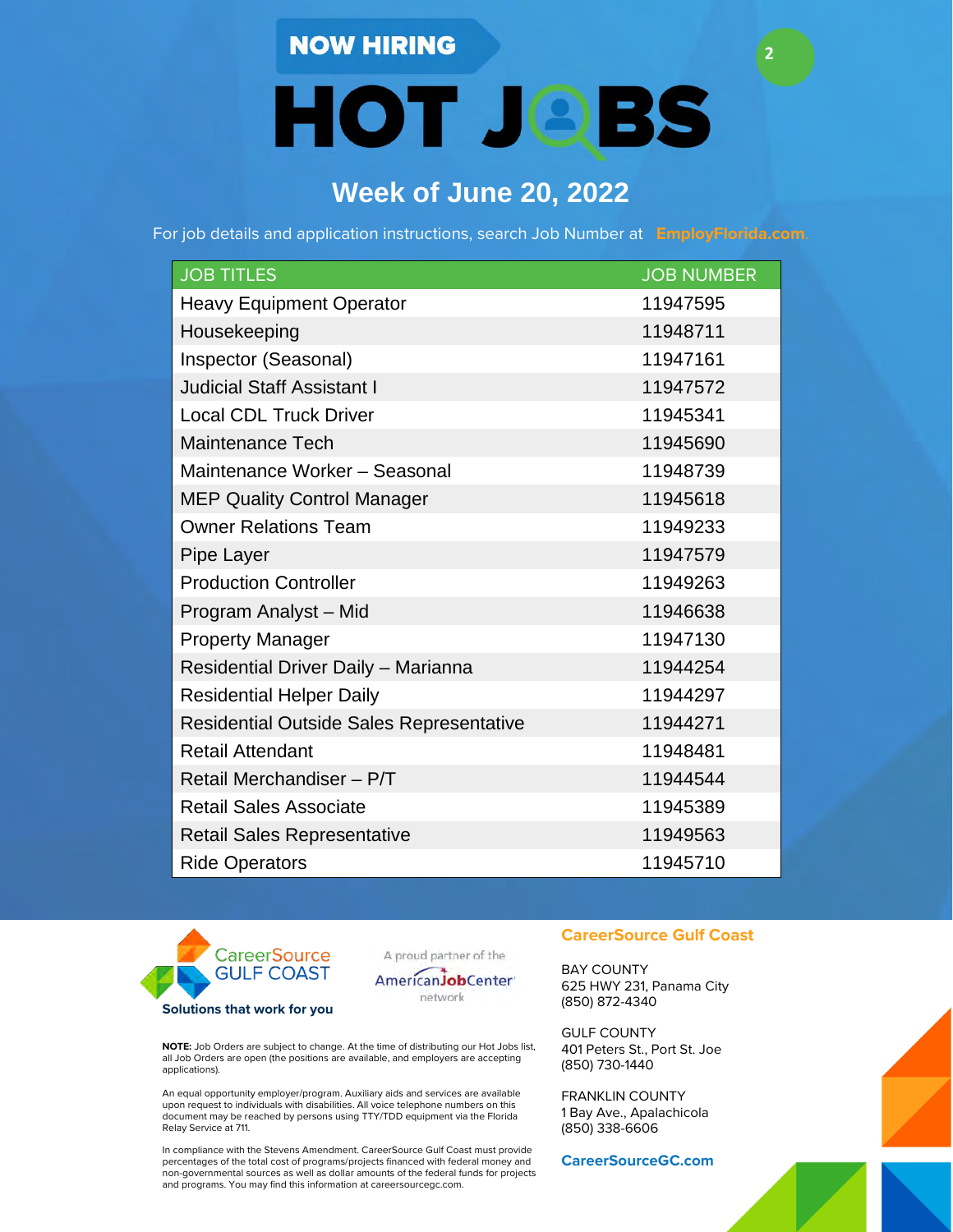NOW HIRING

# HOT JOBS

## Week of June 20, 2022

For job details and application instructions, search Job Number at EmployFlorida.com.

| JOB TITLES | JOB NUMBER |
|---|---|
| Heavy Equipment Operator | 11947595 |
| Housekeeping | 11948711 |
| Inspector (Seasonal) | 11947161 |
| Judicial Staff Assistant I | 11947572 |
| Local CDL Truck Driver | 11945341 |
| Maintenance Tech | 11945690 |
| Maintenance Worker – Seasonal | 11948739 |
| MEP Quality Control Manager | 11945618 |
| Owner Relations Team | 11949233 |
| Pipe Layer | 11947579 |
| Production Controller | 11949263 |
| Program Analyst – Mid | 11946638 |
| Property Manager | 11947130 |
| Residential Driver Daily – Marianna | 11944254 |
| Residential Helper Daily | 11944297 |
| Residential Outside Sales Representative | 11944271 |
| Retail Attendant | 11948481 |
| Retail Merchandiser – P/T | 11944544 |
| Retail Sales Associate | 11945389 |
| Retail Sales Representative | 11949563 |
| Ride Operators | 11945710 |

CareerSource GULF COAST

**Solutions that work for you**

A proud partner of the AmericanJobCenter network

**NOTE:** Job Orders are subject to change. At the time of distributing our Hot Jobs list, all Job Orders are open (the positions are available, and employers are accepting applications).

An equal opportunity employer/program. Auxiliary aids and services are available upon request to individuals with disabilities. All voice telephone numbers on this document may be reached by persons using TTY/TDD equipment via the Florida Relay Service at 711.

In compliance with the Stevens Amendment. CareerSource Gulf Coast must provide percentages of the total cost of programs/projects financed with federal money and non-governmental sources as well as dollar amounts of the federal funds for projects and programs. You may find this information at careersourcegc.com.

**CareerSource Gulf Coast**

BAY COUNTY
625 HWY 231, Panama City
(850) 872-4340

GULF COUNTY
401 Peters St., Port St. Joe
(850) 730-1440

FRANKLIN COUNTY
1 Bay Ave., Apalachicola
(850) 338-6606

**CareerSourceGC.com**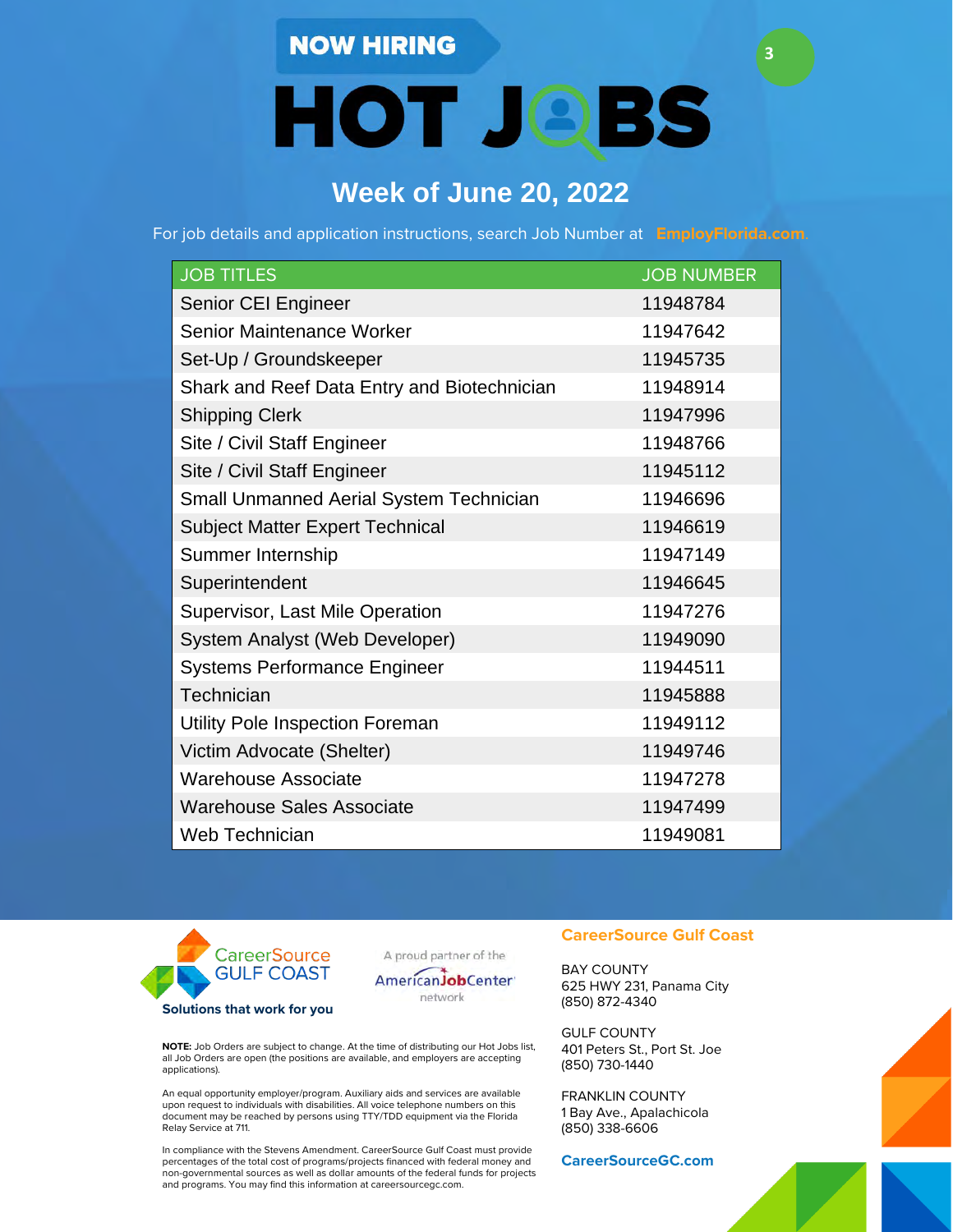NOW HIRING

# HOT JOBS

## Week of June 20, 2022

For job details and application instructions, search Job Number at EmployFlorida.com.

| JOB TITLES | JOB NUMBER |
|---|---|
| Senior CEI Engineer | 11948784 |
| Senior Maintenance Worker | 11947642 |
| Set-Up / Groundskeeper | 11945735 |
| Shark and Reef Data Entry and Biotechnician | 11948914 |
| Shipping Clerk | 11947996 |
| Site / Civil Staff Engineer | 11948766 |
| Site / Civil Staff Engineer | 11945112 |
| Small Unmanned Aerial System Technician | 11946696 |
| Subject Matter Expert Technical | 11946619 |
| Summer Internship | 11947149 |
| Superintendent | 11946645 |
| Supervisor, Last Mile Operation | 11947276 |
| System Analyst (Web Developer) | 11949090 |
| Systems Performance Engineer | 11944511 |
| Technician | 11945888 |
| Utility Pole Inspection Foreman | 11949112 |
| Victim Advocate (Shelter) | 11949746 |
| Warehouse Associate | 11947278 |
| Warehouse Sales Associate | 11947499 |
| Web Technician | 11949081 |

CareerSource GULF COAST

**Solutions that work for you**

A proud partner of the AmericanJobCenter network

**NOTE:** Job Orders are subject to change. At the time of distributing our Hot Jobs list, all Job Orders are open (the positions are available, and employers are accepting applications).

An equal opportunity employer/program. Auxiliary aids and services are available upon request to individuals with disabilities. All voice telephone numbers on this document may be reached by persons using TTY/TDD equipment via the Florida Relay Service at 711.

In compliance with the Stevens Amendment. CareerSource Gulf Coast must provide percentages of the total cost of programs/projects financed with federal money and non-governmental sources as well as dollar amounts of the federal funds for projects and programs. You may find this information at careersourcegc.com.

**CareerSource Gulf Coast**

BAY COUNTY
625 HWY 231, Panama City
(850) 872-4340

GULF COUNTY
401 Peters St., Port St. Joe
(850) 730-1440

FRANKLIN COUNTY
1 Bay Ave., Apalachicola
(850) 338-6606

**CareerSourceGC.com**